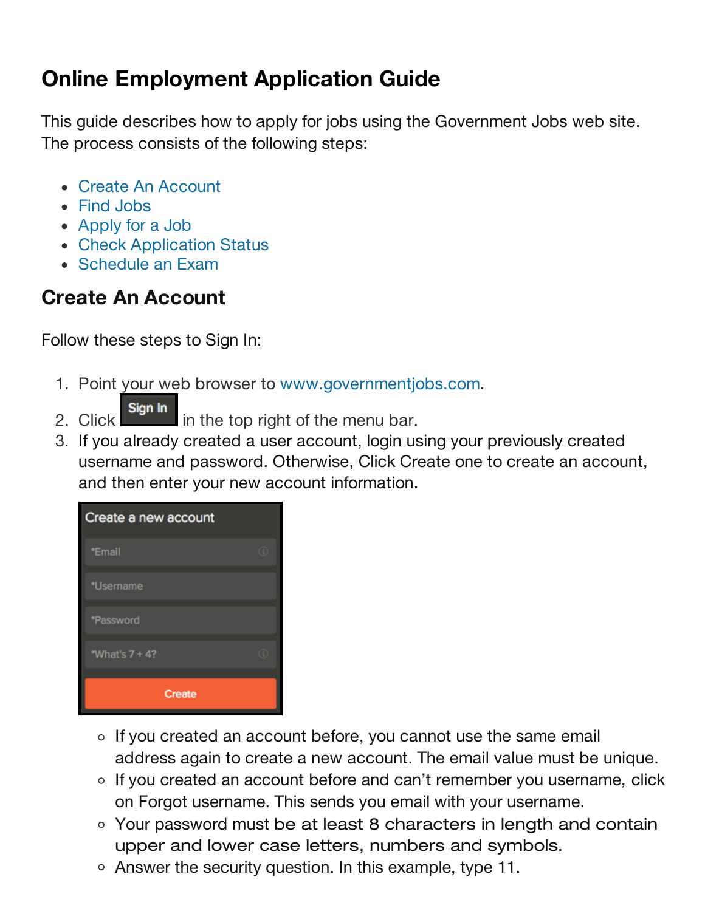# Online Employment Application Guide

This guide describes how to apply for jobs using the Government Jobs web site. The process consists of the following steps:

- Create An Account
- Find Jobs
- Apply for a Job
- Check Application Status
- Schedule an Exam

## Create An Account

Follow these steps to Sign In:

1. Point your web browser to www.governmentjobs.com.
2. Click Sign In in the top right of the menu bar.
3. If you already created a user account, login using your previously created username and password. Otherwise, Click Create one to create an account, and then enter your new account information.

   Create a new account

   *Email

   *Username

   *Password

   *What's 7 + 4?

   Create

   - If you created an account before, you cannot use the same email address again to create a new account. The email value must be unique.
   - If you created an account before and can't remember you username, click on Forgot username. This sends you email with your username.
   - Your password must be at least 8 characters in length and contain upper and lower case letters, numbers and symbols.
   - Answer the security question. In this example, type 11.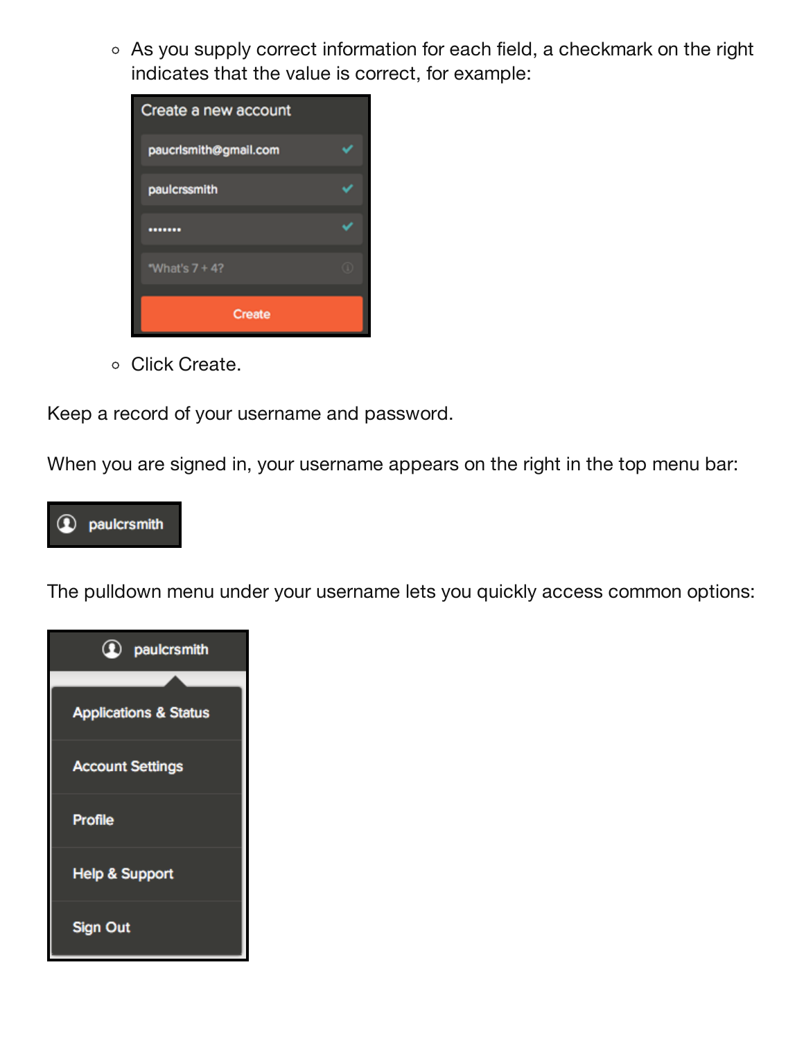- As you supply correct information for each field, a checkmark on the right indicates that the value is correct, for example:

  Create a new account

  paucrlsmith@gmail.com ✓

  paulcrssmith ✓

  ••••••• ✓

  *What's 7 + 4?

  Create

- Click Create.

Keep a record of your username and password.

When you are signed in, your username appears on the right in the top menu bar:

paulcrsmith

The pulldown menu under your username lets you quickly access common options:

paulcrsmith

- Applications & Status
- Account Settings
- Profile
- Help & Support
- Sign Out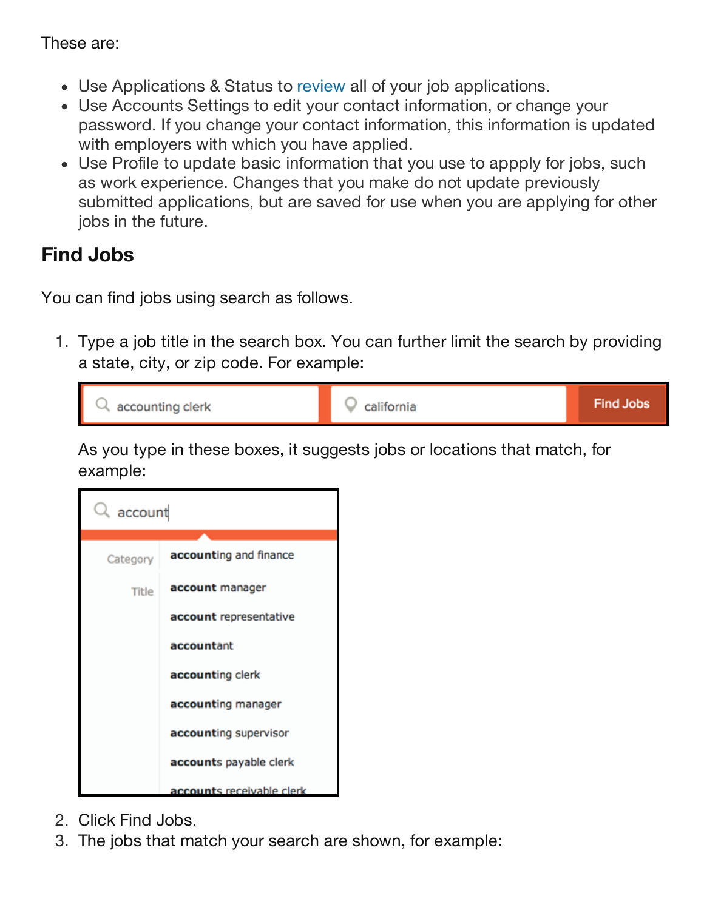These are:

- Use Applications & Status to review all of your job applications.
- Use Accounts Settings to edit your contact information, or change your password. If you change your contact information, this information is updated with employers with which you have applied.
- Use Profile to update basic information that you use to appply for jobs, such as work experience. Changes that you make do not update previously submitted applications, but are saved for use when you are applying for other jobs in the future.

## Find Jobs

You can find jobs using search as follows.

1. Type a job title in the search box. You can further limit the search by providing a state, city, or zip code. For example:

   As you type in these boxes, it suggests jobs or locations that match, for example:

2. Click Find Jobs.
3. The jobs that match your search are shown, for example: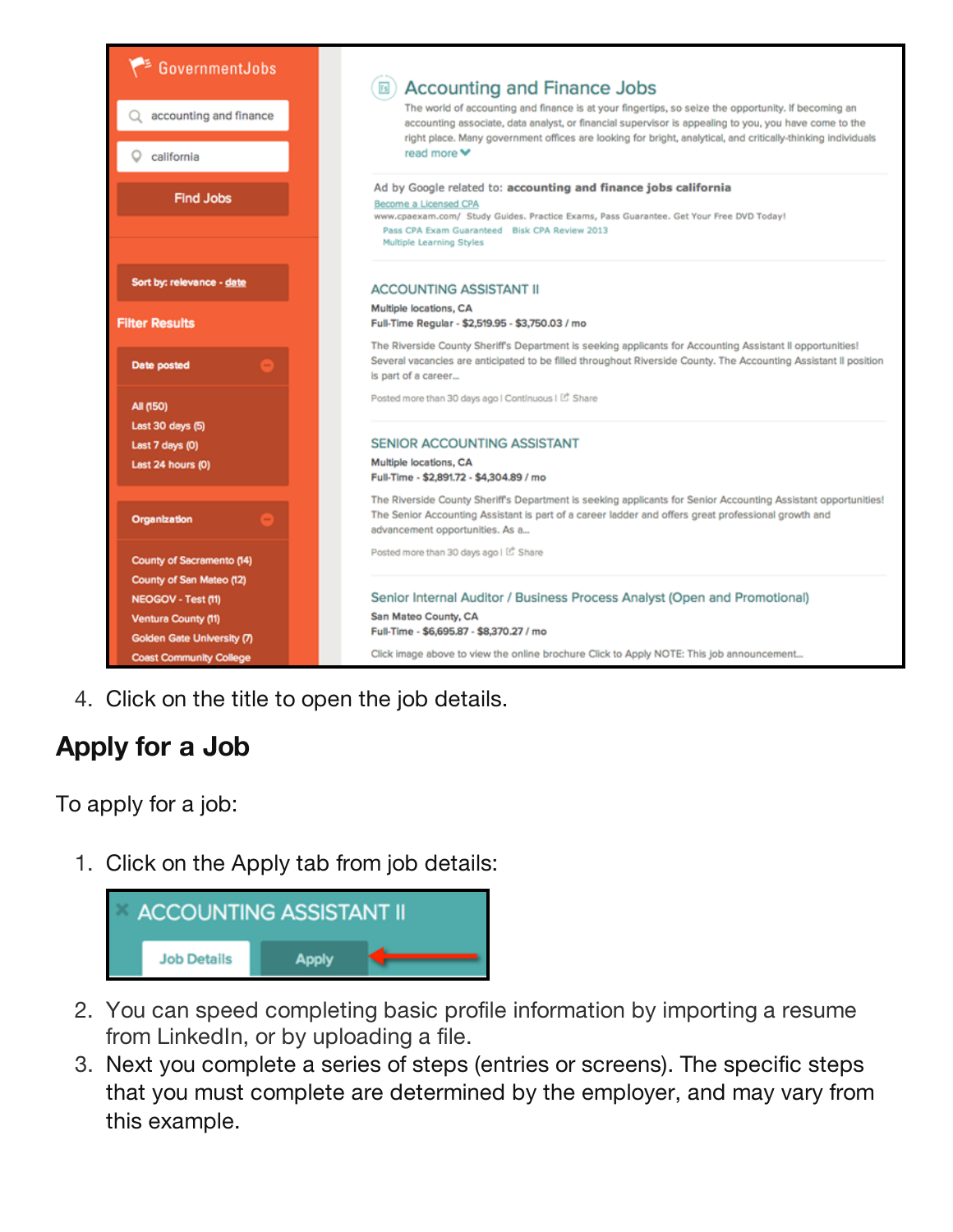4. Click on the title to open the job details.

## Apply for a Job

To apply for a job:

1. Click on the Apply tab from job details:
2. You can speed completing basic profile information by importing a resume from LinkedIn, or by uploading a file.
3. Next you complete a series of steps (entries or screens). The specific steps that you must complete are determined by the employer, and may vary from this example.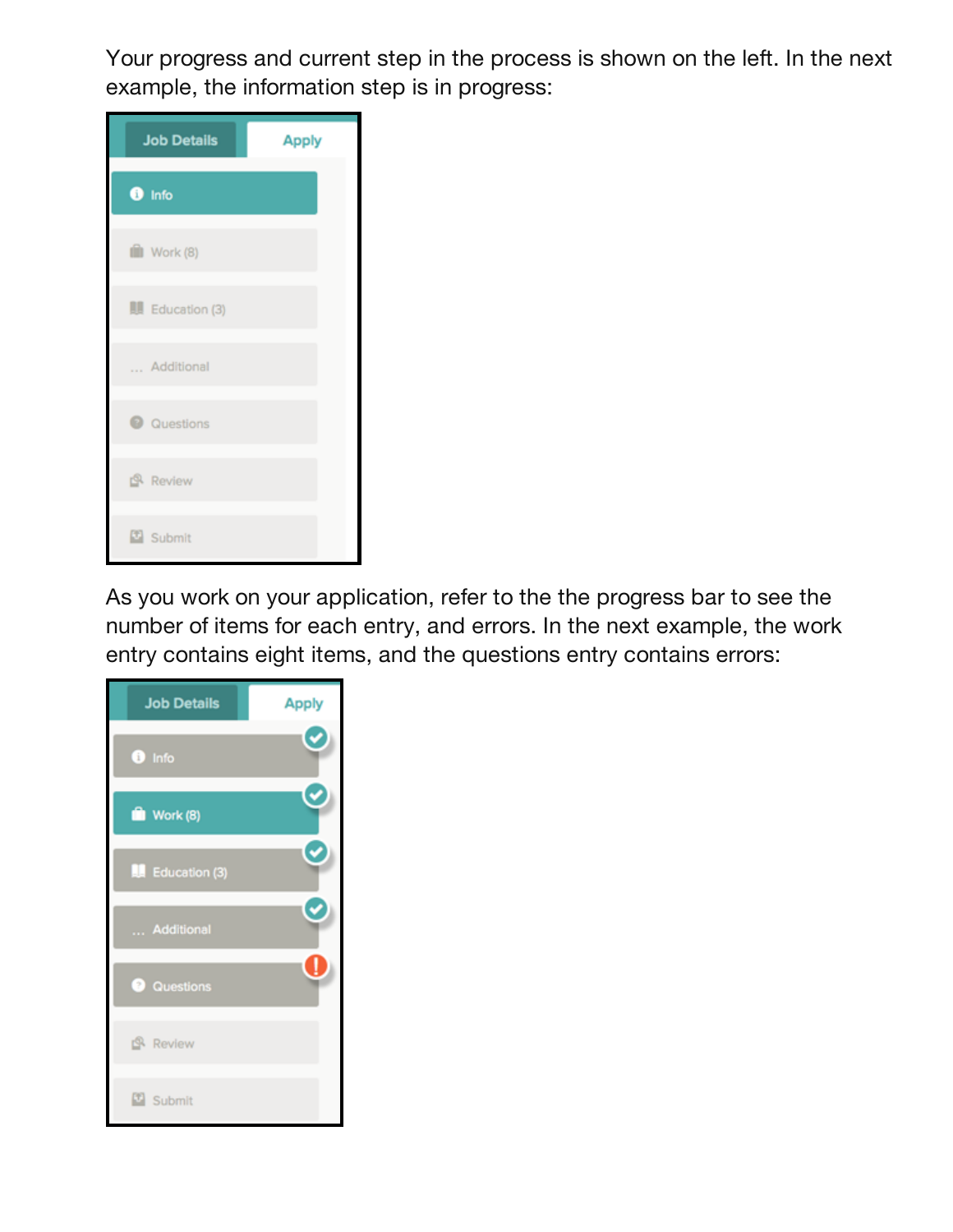Your progress and current step in the process is shown on the left. In the next example, the information step is in progress:

As you work on your application, refer to the the progress bar to see the number of items for each entry, and errors. In the next example, the work entry contains eight items, and the questions entry contains errors: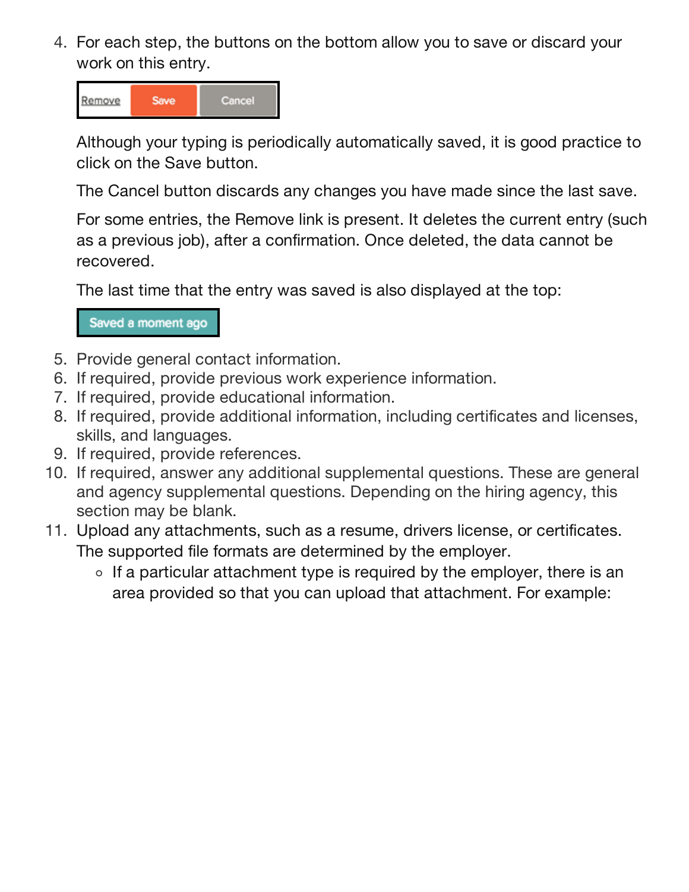4. For each step, the buttons on the bottom allow you to save or discard your work on this entry.

   Remove Save Cancel

   Although your typing is periodically automatically saved, it is good practice to click on the Save button.

   The Cancel button discards any changes you have made since the last save.

   For some entries, the Remove link is present. It deletes the current entry (such as a previous job), after a confirmation. Once deleted, the data cannot be recovered.

   The last time that the entry was saved is also displayed at the top:

   Saved a moment ago

5. Provide general contact information.
6. If required, provide previous work experience information.
7. If required, provide educational information.
8. If required, provide additional information, including certificates and licenses, skills, and languages.
9. If required, provide references.
10. If required, answer any additional supplemental questions. These are general and agency supplemental questions. Depending on the hiring agency, this section may be blank.
11. Upload any attachments, such as a resume, drivers license, or certificates. The supported file formats are determined by the employer.
    - If a particular attachment type is required by the employer, there is an area provided so that you can upload that attachment. For example: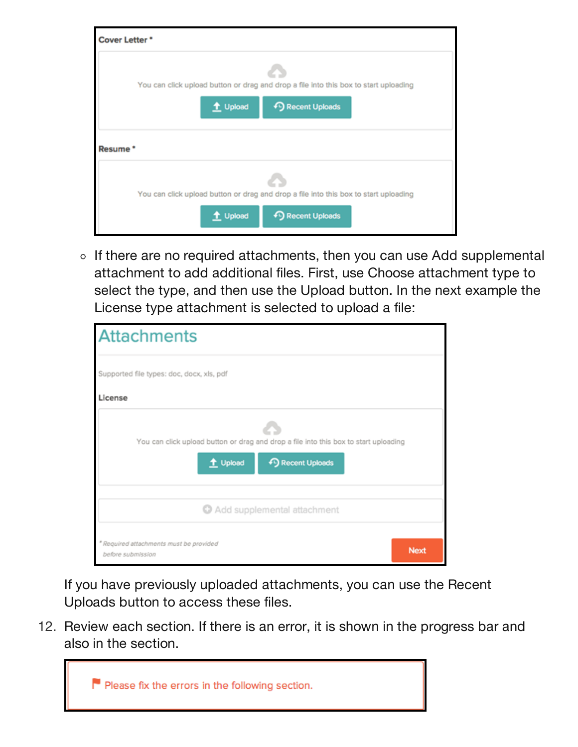Cover Letter *

You can click upload button or drag and drop a file into this box to start uploading

Upload | Recent Uploads

Resume *

You can click upload button or drag and drop a file into this box to start uploading

Upload | Recent Uploads

- If there are no required attachments, then you can use Add supplemental attachment to add additional files. First, use Choose attachment type to select the type, and then use the Upload button. In the next example the License type attachment is selected to upload a file:

Attachments

Supported file types: doc, docx, xls, pdf

License

You can click upload button or drag and drop a file into this box to start uploading

Upload | Recent Uploads

Add supplemental attachment

* Required attachments must be provided before submission

Next

If you have previously uploaded attachments, you can use the Recent Uploads button to access these files.

12. Review each section. If there is an error, it is shown in the progress bar and also in the section.

Please fix the errors in the following section.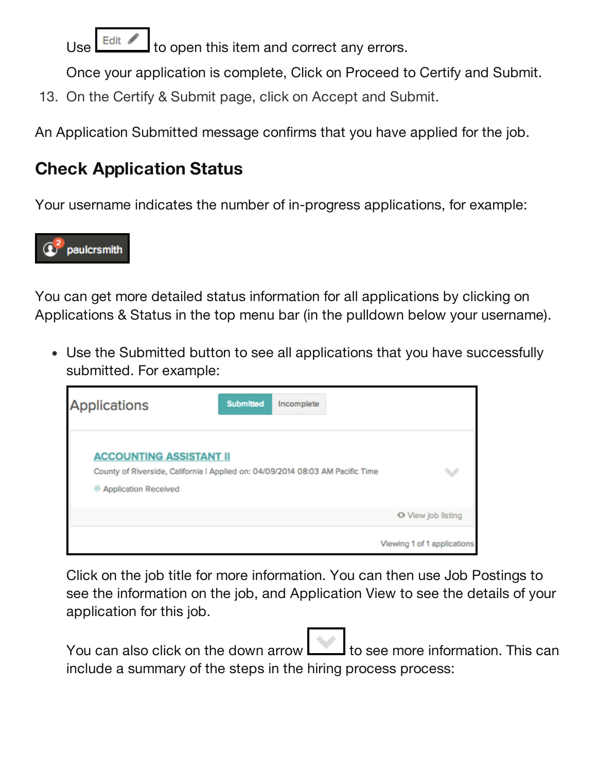Use Edit to open this item and correct any errors.

Once your application is complete, Click on Proceed to Certify and Submit.

13. On the Certify & Submit page, click on Accept and Submit.

An Application Submitted message confirms that you have applied for the job.

## Check Application Status

Your username indicates the number of in-progress applications, for example:

You can get more detailed status information for all applications by clicking on Applications & Status in the top menu bar (in the pulldown below your username).

- Use the Submitted button to see all applications that you have successfully submitted. For example:

  Click on the job title for more information. You can then use Job Postings to see the information on the job, and Application View to see the details of your application for this job.

  You can also click on the down arrow to see more information. This can include a summary of the steps in the hiring process process: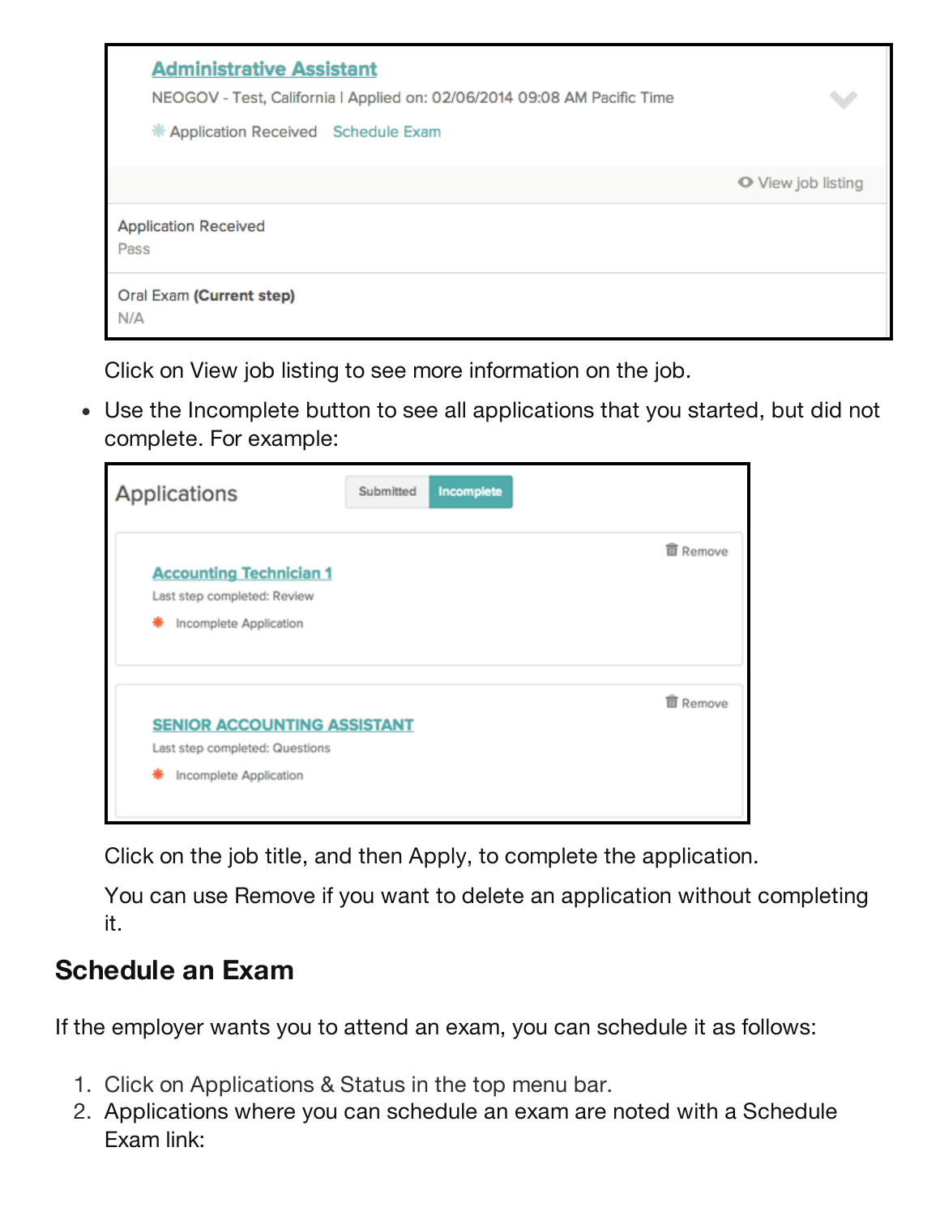Click on View job listing to see more information on the job.

- Use the Incomplete button to see all applications that you started, but did not complete. For example:

Click on the job title, and then Apply, to complete the application.

You can use Remove if you want to delete an application without completing it.

## Schedule an Exam

If the employer wants you to attend an exam, you can schedule it as follows:

1. Click on Applications & Status in the top menu bar.
2. Applications where you can schedule an exam are noted with a Schedule Exam link: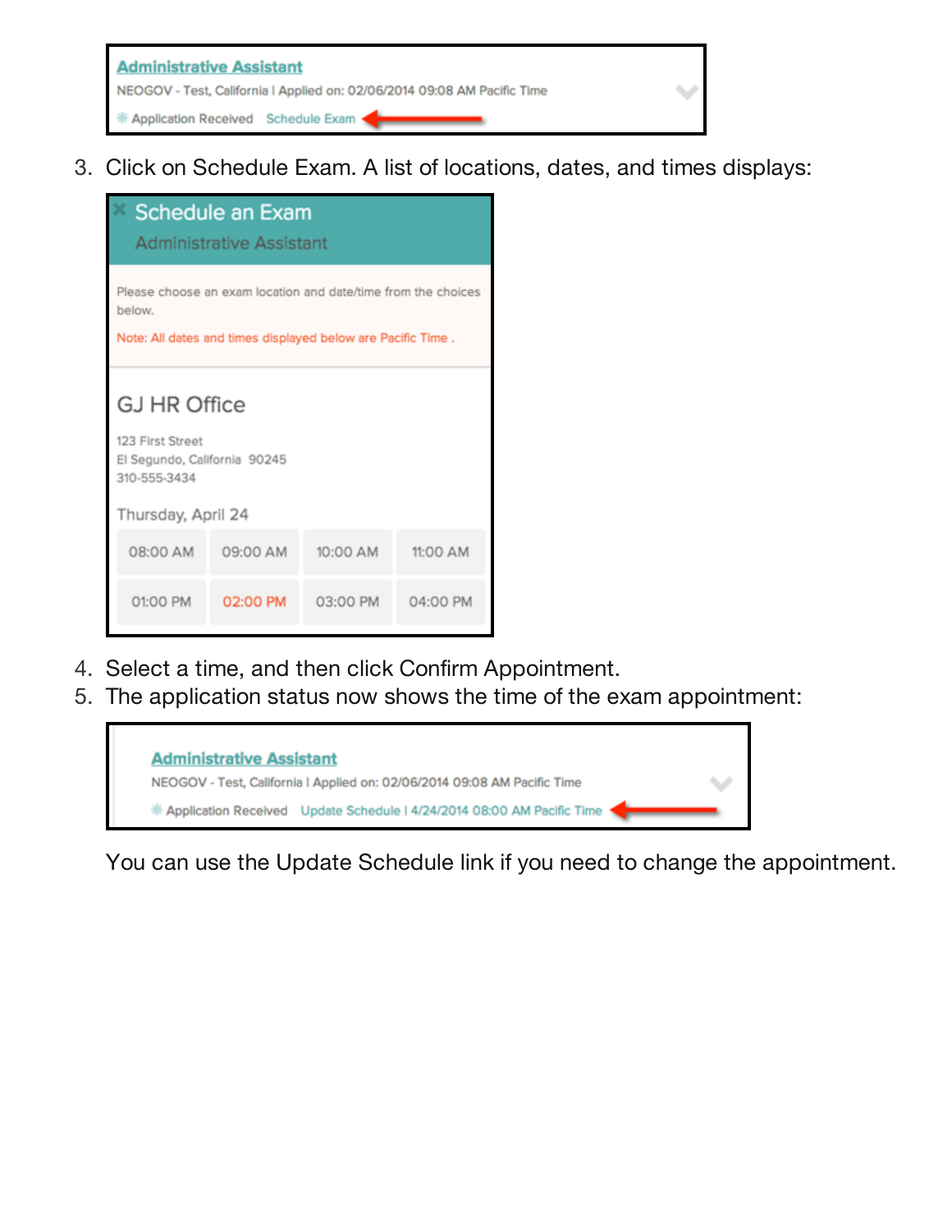Administrative Assistant
NEOGOV - Test, California | Applied on: 02/06/2014 09:08 AM Pacific Time
Application Received   Schedule Exam

3. Click on Schedule Exam. A list of locations, dates, and times displays:

Schedule an Exam
Administrative Assistant

Please choose an exam location and date/time from the choices below.

Note: All dates and times displayed below are Pacific Time .

GJ HR Office

123 First Street
El Segundo, California 90245
310-555-3434

Thursday, April 24

| | | | |
|---|---|---|---|
| 08:00 AM | 09:00 AM | 10:00 AM | 11:00 AM |
| 01:00 PM | 02:00 PM | 03:00 PM | 04:00 PM |

4. Select a time, and then click Confirm Appointment.
5. The application status now shows the time of the exam appointment:

Administrative Assistant
NEOGOV - Test, California | Applied on: 02/06/2014 09:08 AM Pacific Time
Application Received   Update Schedule | 4/24/2014 08:00 AM Pacific Time

You can use the Update Schedule link if you need to change the appointment.